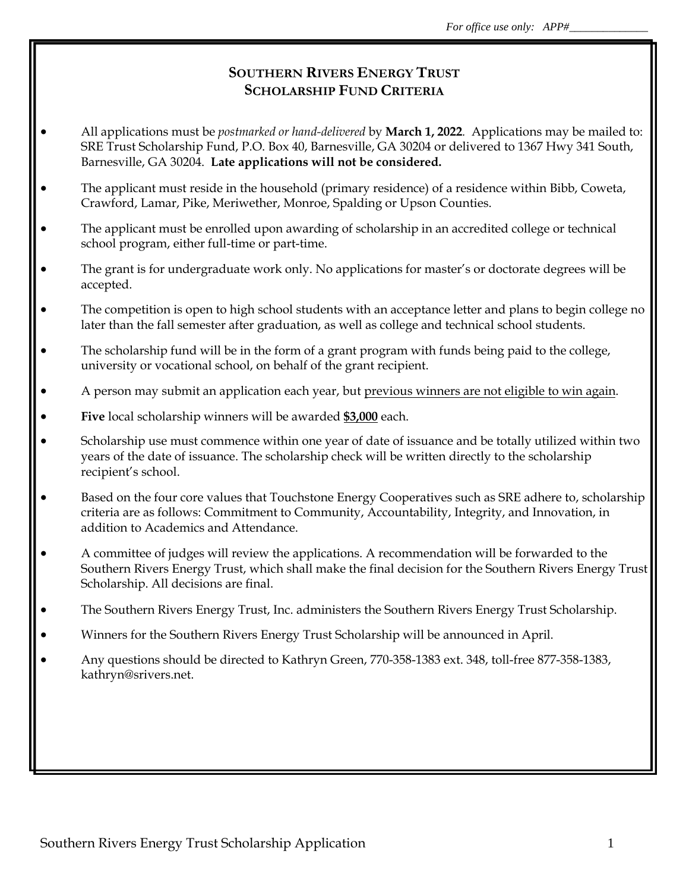*For office use only: APP#______________*

# SOUTHERN RIVERS ENERGY TRUST
## SCHOLARSHIP FUND CRITERIA

- All applications must be *postmarked or hand-delivered* by **March 1, 2022**. Applications may be mailed to: SRE Trust Scholarship Fund, P.O. Box 40, Barnesville, GA 30204 or delivered to 1367 Hwy 341 South, Barnesville, GA 30204. **Late applications will not be considered.**
- The applicant must reside in the household (primary residence) of a residence within Bibb, Coweta, Crawford, Lamar, Pike, Meriwether, Monroe, Spalding or Upson Counties.
- The applicant must be enrolled upon awarding of scholarship in an accredited college or technical school program, either full-time or part-time.
- The grant is for undergraduate work only. No applications for master's or doctorate degrees will be accepted.
- The competition is open to high school students with an acceptance letter and plans to begin college no later than the fall semester after graduation, as well as college and technical school students.
- The scholarship fund will be in the form of a grant program with funds being paid to the college, university or vocational school, on behalf of the grant recipient.
- A person may submit an application each year, but <u>previous winners are not eligible to win again</u>.
- **Five** local scholarship winners will be awarded **<u>$3,000</u>** each.
- Scholarship use must commence within one year of date of issuance and be totally utilized within two years of the date of issuance. The scholarship check will be written directly to the scholarship recipient's school.
- Based on the four core values that Touchstone Energy Cooperatives such as SRE adhere to, scholarship criteria are as follows: Commitment to Community, Accountability, Integrity, and Innovation, in addition to Academics and Attendance.
- A committee of judges will review the applications. A recommendation will be forwarded to the Southern Rivers Energy Trust, which shall make the final decision for the Southern Rivers Energy Trust Scholarship. All decisions are final.
- The Southern Rivers Energy Trust, Inc. administers the Southern Rivers Energy Trust Scholarship.
- Winners for the Southern Rivers Energy Trust Scholarship will be announced in April.
- Any questions should be directed to Kathryn Green, 770-358-1383 ext. 348, toll-free 877-358-1383, kathryn@srivers.net.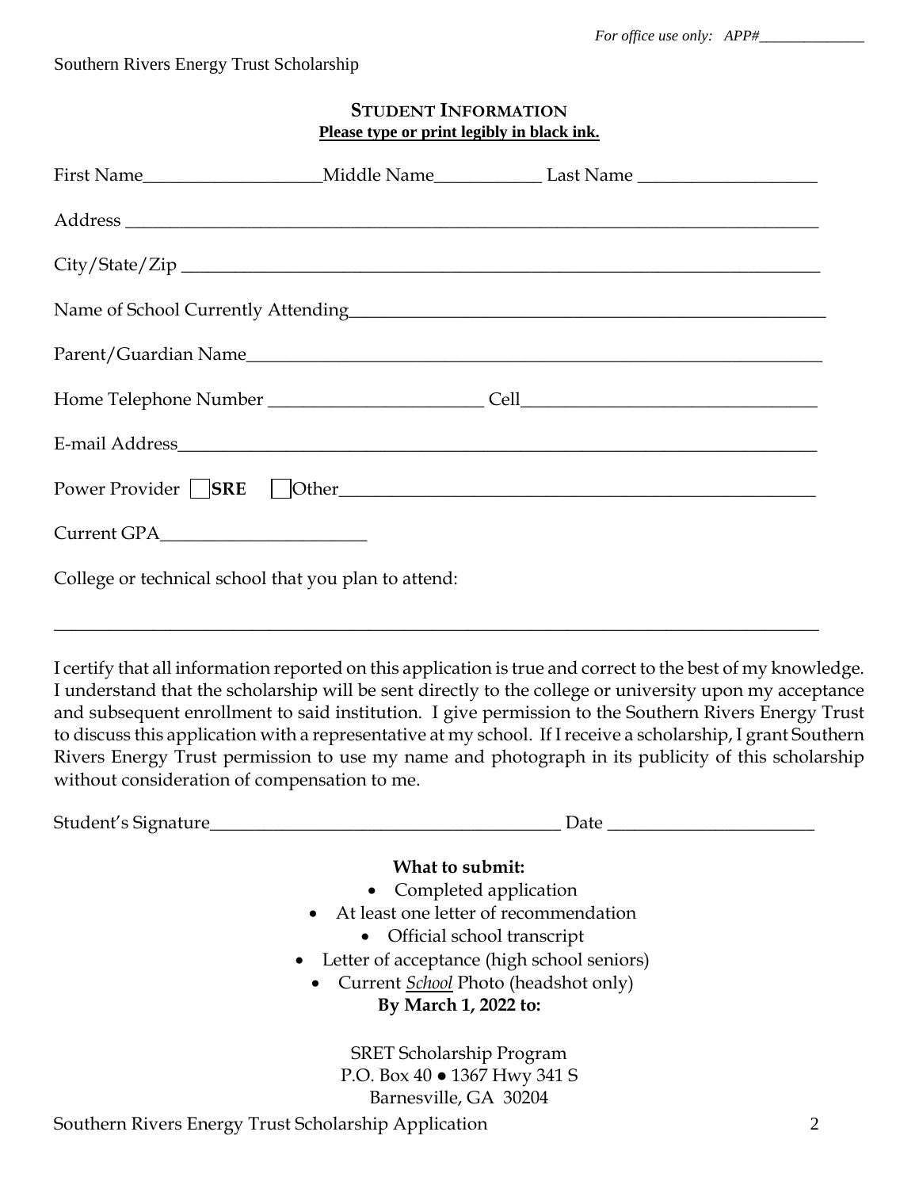*For office use only: APP#\_\_\_\_\_\_\_\_\_\_\_\_\_\_*

Southern Rivers Energy Trust Scholarship

## STUDENT INFORMATION

**Please type or print legibly in black ink.**

First Name\_\_\_\_\_\_\_\_\_\_\_\_\_\_\_\_\_\_\_\_ Middle Name\_\_\_\_\_\_\_\_\_\_\_\_ Last Name \_\_\_\_\_\_\_\_\_\_\_\_\_\_\_\_\_\_\_\_

Address \_\_\_\_\_\_\_\_\_\_\_\_\_\_\_\_\_\_\_\_\_\_\_\_\_\_\_\_\_\_\_\_\_\_\_\_\_\_\_\_\_\_\_\_\_\_\_\_\_\_\_\_\_\_\_\_\_\_\_\_\_\_\_\_\_\_\_\_\_\_

City/State/Zip \_\_\_\_\_\_\_\_\_\_\_\_\_\_\_\_\_\_\_\_\_\_\_\_\_\_\_\_\_\_\_\_\_\_\_\_\_\_\_\_\_\_\_\_\_\_\_\_\_\_\_\_\_\_\_\_\_\_\_\_\_\_\_\_\_

Name of School Currently Attending\_\_\_\_\_\_\_\_\_\_\_\_\_\_\_\_\_\_\_\_\_\_\_\_\_\_\_\_\_\_\_\_\_\_\_\_\_\_\_\_\_\_\_\_\_\_\_\_\_

Parent/Guardian Name\_\_\_\_\_\_\_\_\_\_\_\_\_\_\_\_\_\_\_\_\_\_\_\_\_\_\_\_\_\_\_\_\_\_\_\_\_\_\_\_\_\_\_\_\_\_\_\_\_\_\_\_\_\_\_\_\_\_

Home Telephone Number \_\_\_\_\_\_\_\_\_\_\_\_\_\_\_\_\_\_\_\_\_\_\_ Cell\_\_\_\_\_\_\_\_\_\_\_\_\_\_\_\_\_\_\_\_\_\_\_\_\_\_\_\_\_\_\_

E-mail Address\_\_\_\_\_\_\_\_\_\_\_\_\_\_\_\_\_\_\_\_\_\_\_\_\_\_\_\_\_\_\_\_\_\_\_\_\_\_\_\_\_\_\_\_\_\_\_\_\_\_\_\_\_\_\_\_\_\_\_\_\_\_\_\_\_

Power Provider ☐ **SRE** ☐ Other\_\_\_\_\_\_\_\_\_\_\_\_\_\_\_\_\_\_\_\_\_\_\_\_\_\_\_\_\_\_\_\_\_\_\_\_\_\_\_\_\_\_\_\_\_\_\_\_\_

Current GPA\_\_\_\_\_\_\_\_\_\_\_\_\_\_\_\_\_\_\_\_\_\_

College or technical school that you plan to attend:

\_\_\_\_\_\_\_\_\_\_\_\_\_\_\_\_\_\_\_\_\_\_\_\_\_\_\_\_\_\_\_\_\_\_\_\_\_\_\_\_\_\_\_\_\_\_\_\_\_\_\_\_\_\_\_\_\_\_\_\_\_\_\_\_\_\_\_\_\_\_\_\_\_\_\_\_\_\_

I certify that all information reported on this application is true and correct to the best of my knowledge. I understand that the scholarship will be sent directly to the college or university upon my acceptance and subsequent enrollment to said institution. I give permission to the Southern Rivers Energy Trust to discuss this application with a representative at my school. If I receive a scholarship, I grant Southern Rivers Energy Trust permission to use my name and photograph in its publicity of this scholarship without consideration of compensation to me.

Student's Signature\_\_\_\_\_\_\_\_\_\_\_\_\_\_\_\_\_\_\_\_\_\_\_\_\_\_\_\_\_\_\_\_\_\_\_\_\_\_\_ Date \_\_\_\_\_\_\_\_\_\_\_\_\_\_\_\_\_\_\_\_\_\_

**What to submit:**

- Completed application
- At least one letter of recommendation
- Official school transcript
- Letter of acceptance (high school seniors)
- Current ***School*** Photo (headshot only)

**By March 1, 2022 to:**

SRET Scholarship Program
P.O. Box 40 • 1367 Hwy 341 S
Barnesville, GA 30204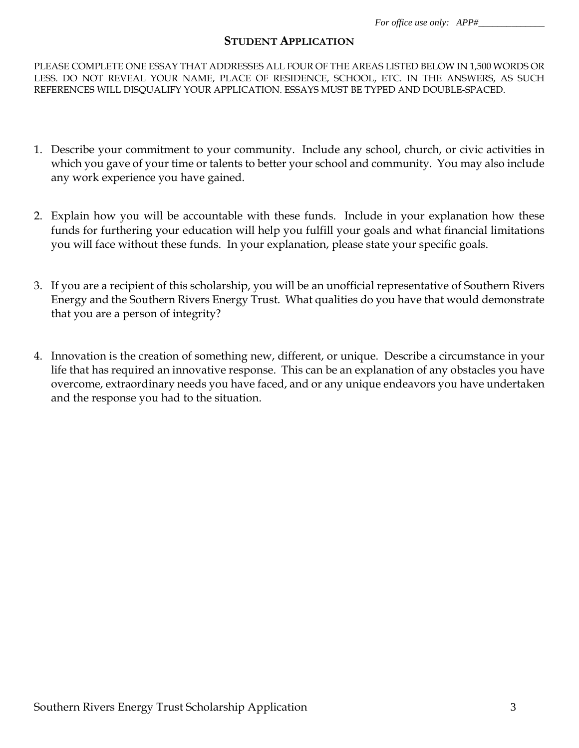*For office use only: APP#______________*

## STUDENT APPLICATION

PLEASE COMPLETE ONE ESSAY THAT ADDRESSES ALL FOUR OF THE AREAS LISTED BELOW IN 1,500 WORDS OR LESS. DO NOT REVEAL YOUR NAME, PLACE OF RESIDENCE, SCHOOL, ETC. IN THE ANSWERS, AS SUCH REFERENCES WILL DISQUALIFY YOUR APPLICATION. ESSAYS MUST BE TYPED AND DOUBLE-SPACED.

1. Describe your commitment to your community. Include any school, church, or civic activities in which you gave of your time or talents to better your school and community. You may also include any work experience you have gained.

2. Explain how you will be accountable with these funds. Include in your explanation how these funds for furthering your education will help you fulfill your goals and what financial limitations you will face without these funds. In your explanation, please state your specific goals.

3. If you are a recipient of this scholarship, you will be an unofficial representative of Southern Rivers Energy and the Southern Rivers Energy Trust. What qualities do you have that would demonstrate that you are a person of integrity?

4. Innovation is the creation of something new, different, or unique. Describe a circumstance in your life that has required an innovative response. This can be an explanation of any obstacles you have overcome, extraordinary needs you have faced, and or any unique endeavors you have undertaken and the response you had to the situation.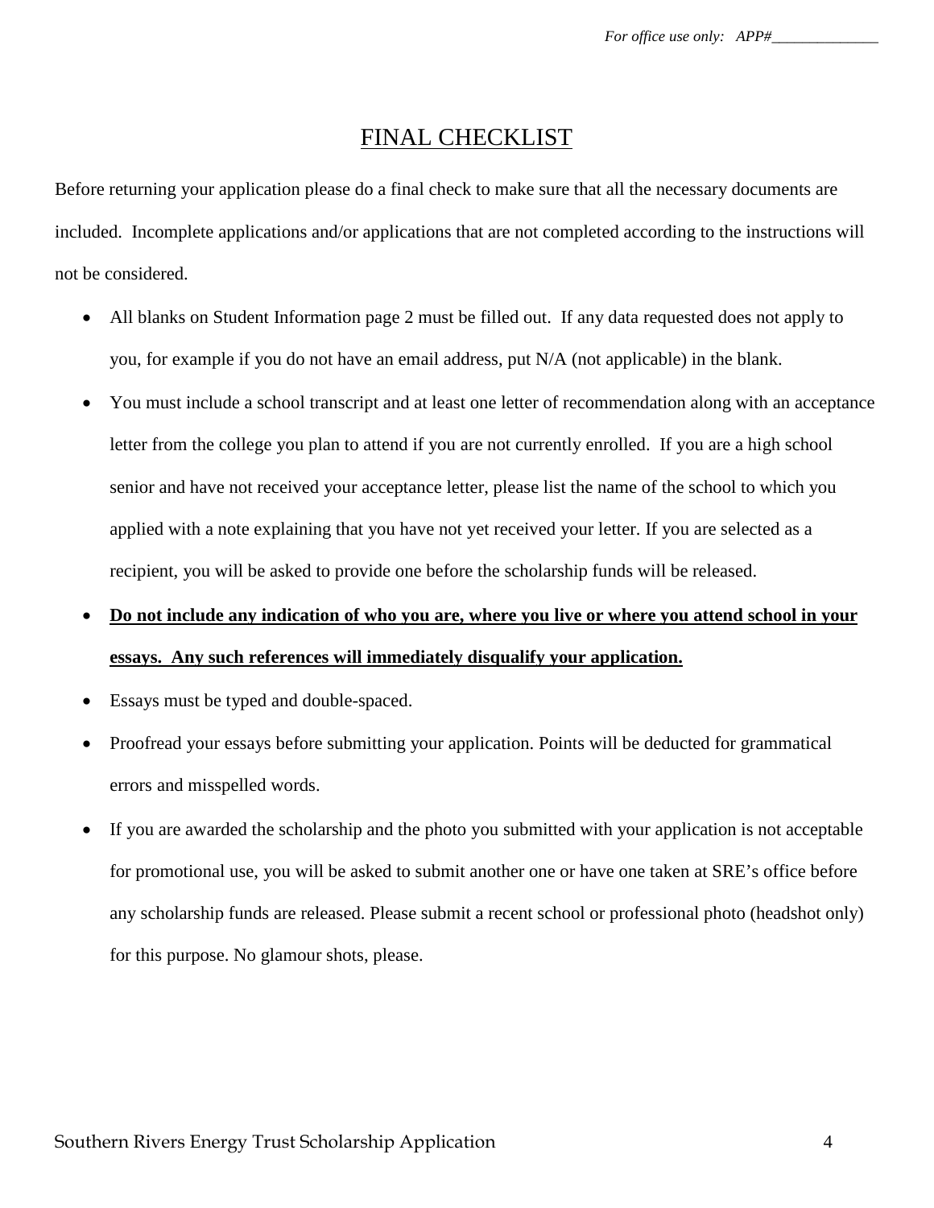*For office use only: APP#______________*

# FINAL CHECKLIST

Before returning your application please do a final check to make sure that all the necessary documents are included. Incomplete applications and/or applications that are not completed according to the instructions will not be considered.

- All blanks on Student Information page 2 must be filled out. If any data requested does not apply to you, for example if you do not have an email address, put N/A (not applicable) in the blank.
- You must include a school transcript and at least one letter of recommendation along with an acceptance letter from the college you plan to attend if you are not currently enrolled. If you are a high school senior and have not received your acceptance letter, please list the name of the school to which you applied with a note explaining that you have not yet received your letter. If you are selected as a recipient, you will be asked to provide one before the scholarship funds will be released.
- <u>**Do not include any indication of who you are, where you live or where you attend school in your essays. Any such references will immediately disqualify your application.**</u>
- Essays must be typed and double-spaced.
- Proofread your essays before submitting your application. Points will be deducted for grammatical errors and misspelled words.
- If you are awarded the scholarship and the photo you submitted with your application is not acceptable for promotional use, you will be asked to submit another one or have one taken at SRE's office before any scholarship funds are released. Please submit a recent school or professional photo (headshot only) for this purpose. No glamour shots, please.